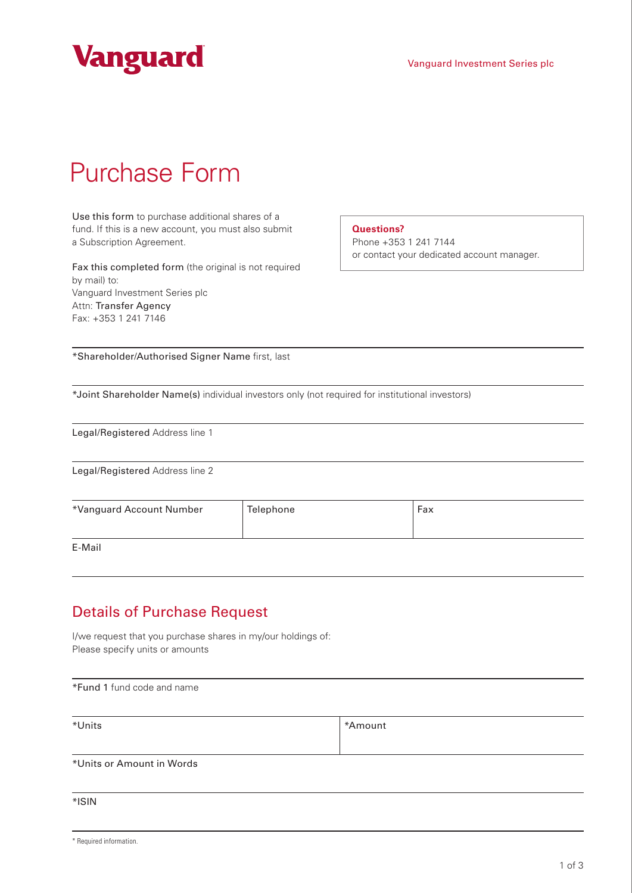Vanguard

Vanguard Investment Series plc

# Purchase Form

Use this form to purchase additional shares of a fund. If this is a new account, you must also submit a Subscription Agreement.

Fax this completed form (the original is not required by mail) to:
Vanguard Investment Series plc
Attn: Transfer Agency
Fax: +353 1 241 7146

**Questions?**
Phone +353 1 241 7144
or contact your dedicated account manager.

*Shareholder/Authorised Signer Name first, last

*Joint Shareholder Name(s) individual investors only (not required for institutional investors)

Legal/Registered Address line 1

Legal/Registered Address line 2

| *Vanguard Account Number | Telephone | Fax |
|---|---|---|
| | | |

E-Mail

## Details of Purchase Request

I/we request that you purchase shares in my/our holdings of:
Please specify units or amounts

*Fund 1 fund code and name

| *Units | *Amount |
|---|---|
| | |

*Units or Amount in Words

*ISIN

* Required information.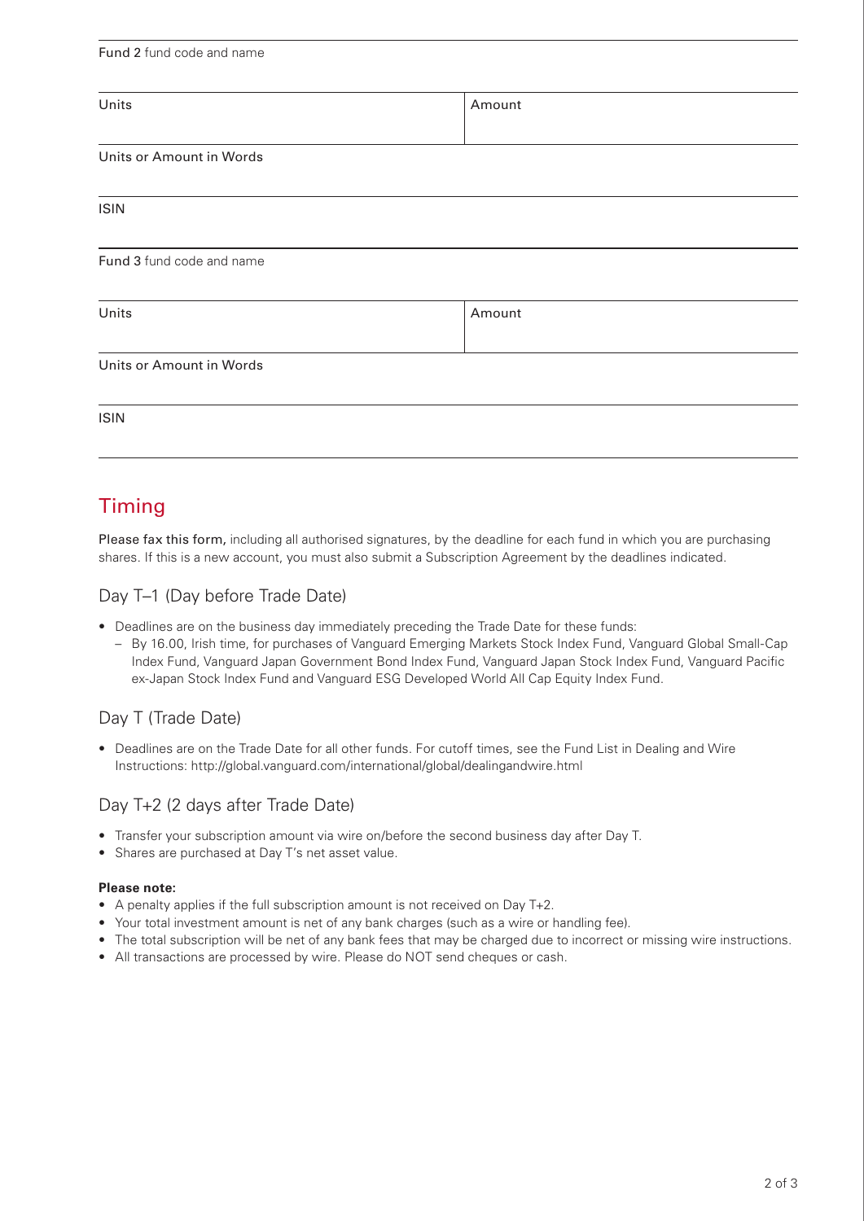**Fund 2** fund code and name

| Units | Amount |
|---|---|
| | |

Units or Amount in Words

ISIN

**Fund 3** fund code and name

| Units | Amount |
|---|---|
| | |

Units or Amount in Words

ISIN

## Timing

**Please fax this form,** including all authorised signatures, by the deadline for each fund in which you are purchasing shares. If this is a new account, you must also submit a Subscription Agreement by the deadlines indicated.

### Day T–1 (Day before Trade Date)

- Deadlines are on the business day immediately preceding the Trade Date for these funds:
  - By 16.00, Irish time, for purchases of Vanguard Emerging Markets Stock Index Fund, Vanguard Global Small-Cap Index Fund, Vanguard Japan Government Bond Index Fund, Vanguard Japan Stock Index Fund, Vanguard Pacific ex-Japan Stock Index Fund and Vanguard ESG Developed World All Cap Equity Index Fund.

### Day T (Trade Date)

- Deadlines are on the Trade Date for all other funds. For cutoff times, see the Fund List in Dealing and Wire Instructions: http://global.vanguard.com/international/global/dealingandwire.html

### Day T+2 (2 days after Trade Date)

- Transfer your subscription amount via wire on/before the second business day after Day T.
- Shares are purchased at Day T's net asset value.

**Please note:**

- A penalty applies if the full subscription amount is not received on Day T+2.
- Your total investment amount is net of any bank charges (such as a wire or handling fee).
- The total subscription will be net of any bank fees that may be charged due to incorrect or missing wire instructions.
- All transactions are processed by wire. Please do NOT send cheques or cash.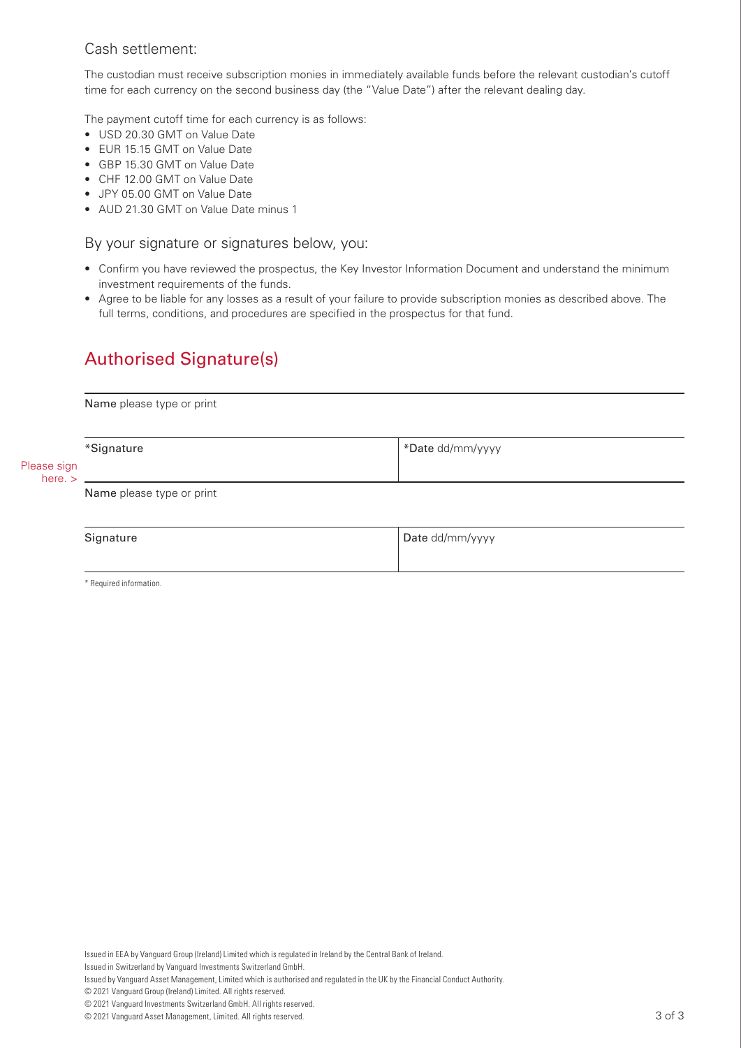## Cash settlement:

The custodian must receive subscription monies in immediately available funds before the relevant custodian's cutoff time for each currency on the second business day (the "Value Date") after the relevant dealing day.

The payment cutoff time for each currency is as follows:

- USD 20.30 GMT on Value Date
- EUR 15.15 GMT on Value Date
- GBP 15.30 GMT on Value Date
- CHF 12.00 GMT on Value Date
- JPY 05.00 GMT on Value Date
- AUD 21.30 GMT on Value Date minus 1

## By your signature or signatures below, you:

- Confirm you have reviewed the prospectus, the Key Investor Information Document and understand the minimum investment requirements of the funds.
- Agree to be liable for any losses as a result of your failure to provide subscription monies as described above. The full terms, conditions, and procedures are specified in the prospectus for that fund.

# Authorised Signature(s)

**Name** please type or print

| *Signature | *Date dd/mm/yyyy |
|---|---|
| | |

Please sign here. >

**Name** please type or print

| Signature | Date dd/mm/yyyy |
|---|---|
| | |

\* Required information.

Issued in EEA by Vanguard Group (Ireland) Limited which is regulated in Ireland by the Central Bank of Ireland.
Issued in Switzerland by Vanguard Investments Switzerland GmbH.
Issued by Vanguard Asset Management, Limited which is authorised and regulated in the UK by the Financial Conduct Authority.
© 2021 Vanguard Group (Ireland) Limited. All rights reserved.
© 2021 Vanguard Investments Switzerland GmbH. All rights reserved.
© 2021 Vanguard Asset Management, Limited. All rights reserved.